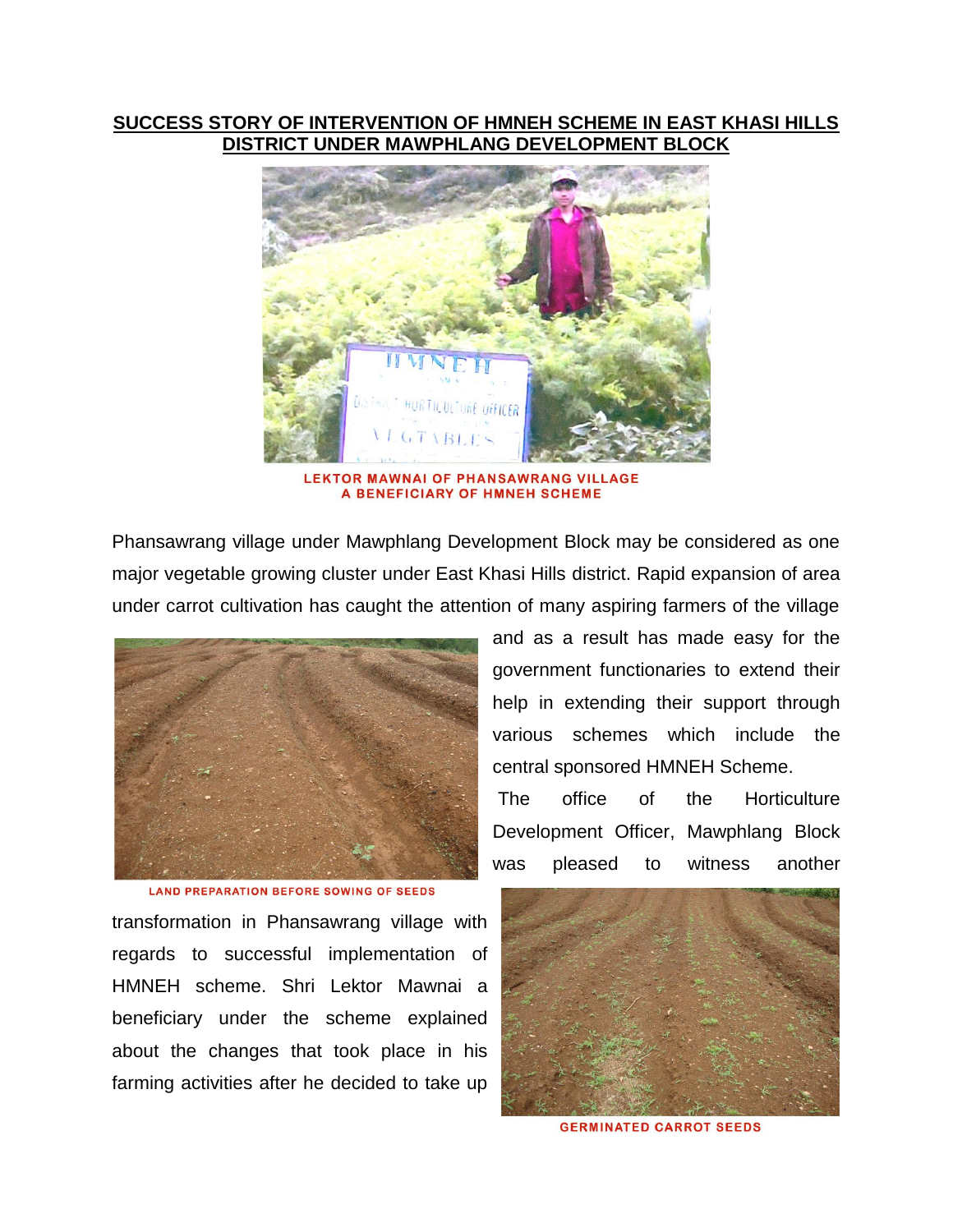# SUCCESS STORY OF INTERVENTION OF HMNEH SCHEME IN EAST KHASI HILLS DISTRICT UNDER MAWPHLANG DEVELOPMENT BLOCK

LEKTOR MAWNAI OF PHANSAWRANG VILLAGE
A BENEFICIARY OF HMNEH SCHEME

Phansawrang village under Mawphlang Development Block may be considered as one major vegetable growing cluster under East Khasi Hills district. Rapid expansion of area under carrot cultivation has caught the attention of many aspiring farmers of the village and as a result has made easy for the government functionaries to extend their help in extending their support through various schemes which include the central sponsored HMNEH Scheme.

The office of the Horticulture Development Officer, Mawphlang Block was pleased to witness another transformation in Phansawrang village with regards to successful implementation of HMNEH scheme. Shri Lektor Mawnai a beneficiary under the scheme explained about the changes that took place in his farming activities after he decided to take up

LAND PREPARATION BEFORE SOWING OF SEEDS

GERMINATED CARROT SEEDS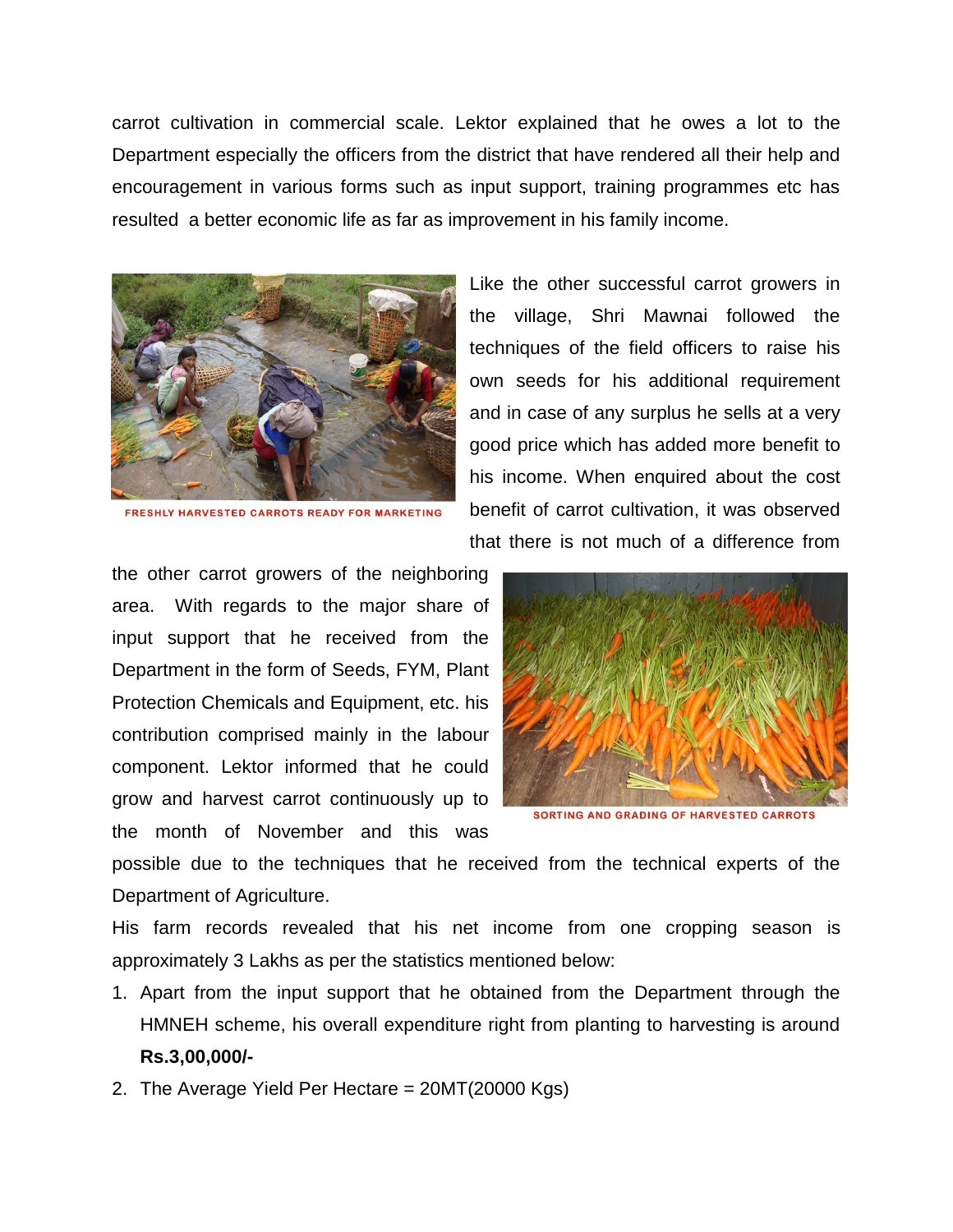carrot cultivation in commercial scale. Lektor explained that he owes a lot to the Department especially the officers from the district that have rendered all their help and encouragement in various forms such as input support, training programmes etc has resulted a better economic life as far as improvement in his family income.

FRESHLY HARVESTED CARROTS READY FOR MARKETING

Like the other successful carrot growers in the village, Shri Mawnai followed the techniques of the field officers to raise his own seeds for his additional requirement and in case of any surplus he sells at a very good price which has added more benefit to his income. When enquired about the cost benefit of carrot cultivation, it was observed that there is not much of a difference from the other carrot growers of the neighboring area. With regards to the major share of input support that he received from the Department in the form of Seeds, FYM, Plant Protection Chemicals and Equipment, etc. his contribution comprised mainly in the labour component. Lektor informed that he could grow and harvest carrot continuously up to the month of November and this was possible due to the techniques that he received from the technical experts of the Department of Agriculture.

SORTING AND GRADING OF HARVESTED CARROTS

His farm records revealed that his net income from one cropping season is approximately 3 Lakhs as per the statistics mentioned below:

1. Apart from the input support that he obtained from the Department through the HMNEH scheme, his overall expenditure right from planting to harvesting is around **Rs.3,00,000/-**
2. The Average Yield Per Hectare = 20MT(20000 Kgs)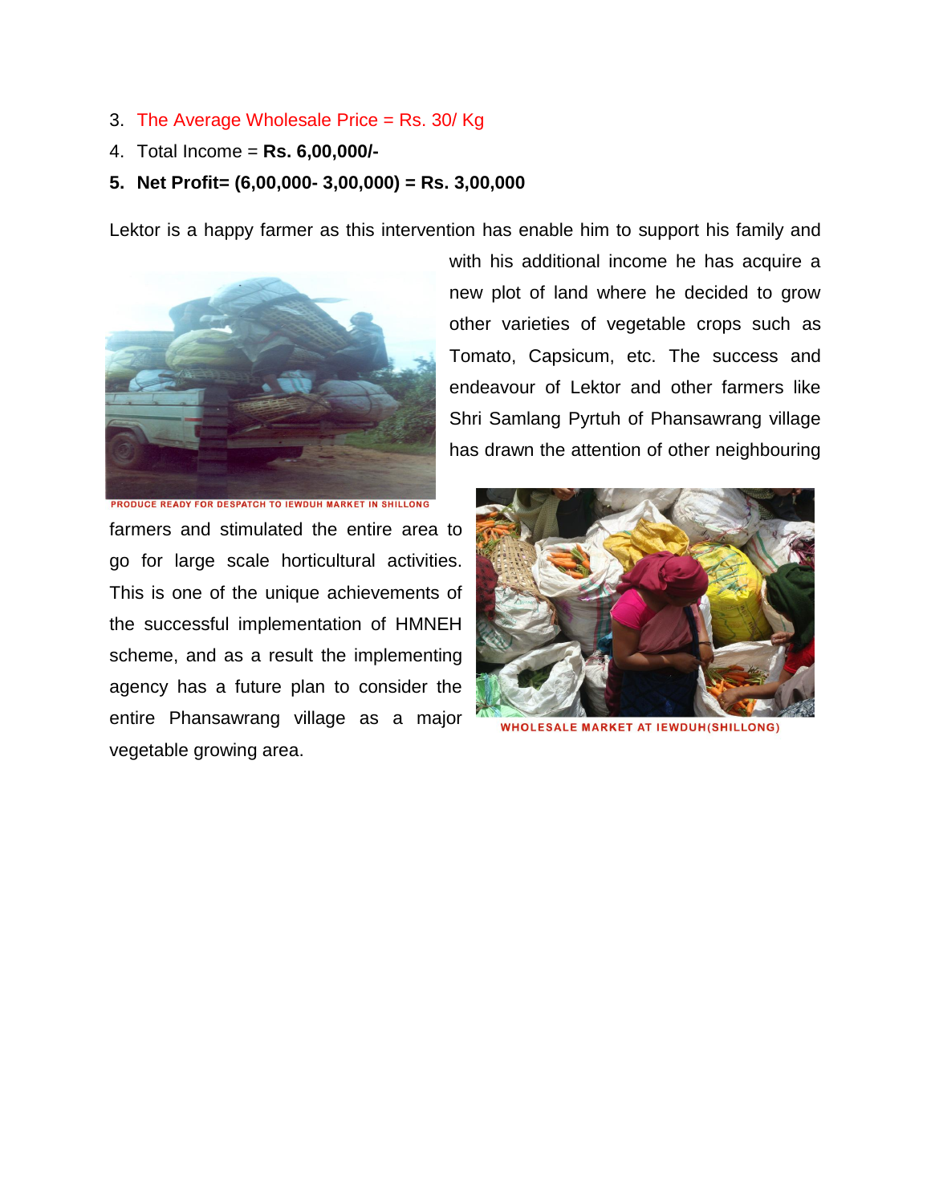3. The Average Wholesale Price = Rs. 30/ Kg
4. Total Income = **Rs. 6,00,000/-**
5. **Net Profit= (6,00,000- 3,00,000) = Rs. 3,00,000**

Lektor is a happy farmer as this intervention has enable him to support his family and with his additional income he has acquire a new plot of land where he decided to grow other varieties of vegetable crops such as Tomato, Capsicum, etc. The success and endeavour of Lektor and other farmers like Shri Samlang Pyrtuh of Phansawrang village has drawn the attention of other neighbouring farmers and stimulated the entire area to go for large scale horticultural activities. This is one of the unique achievements of the successful implementation of HMNEH scheme, and as a result the implementing agency has a future plan to consider the entire Phansawrang village as a major vegetable growing area.

PRODUCE READY FOR DESPATCH TO IEWDUH MARKET IN SHILLONG

WHOLESALE MARKET AT IEWDUH(SHILLONG)